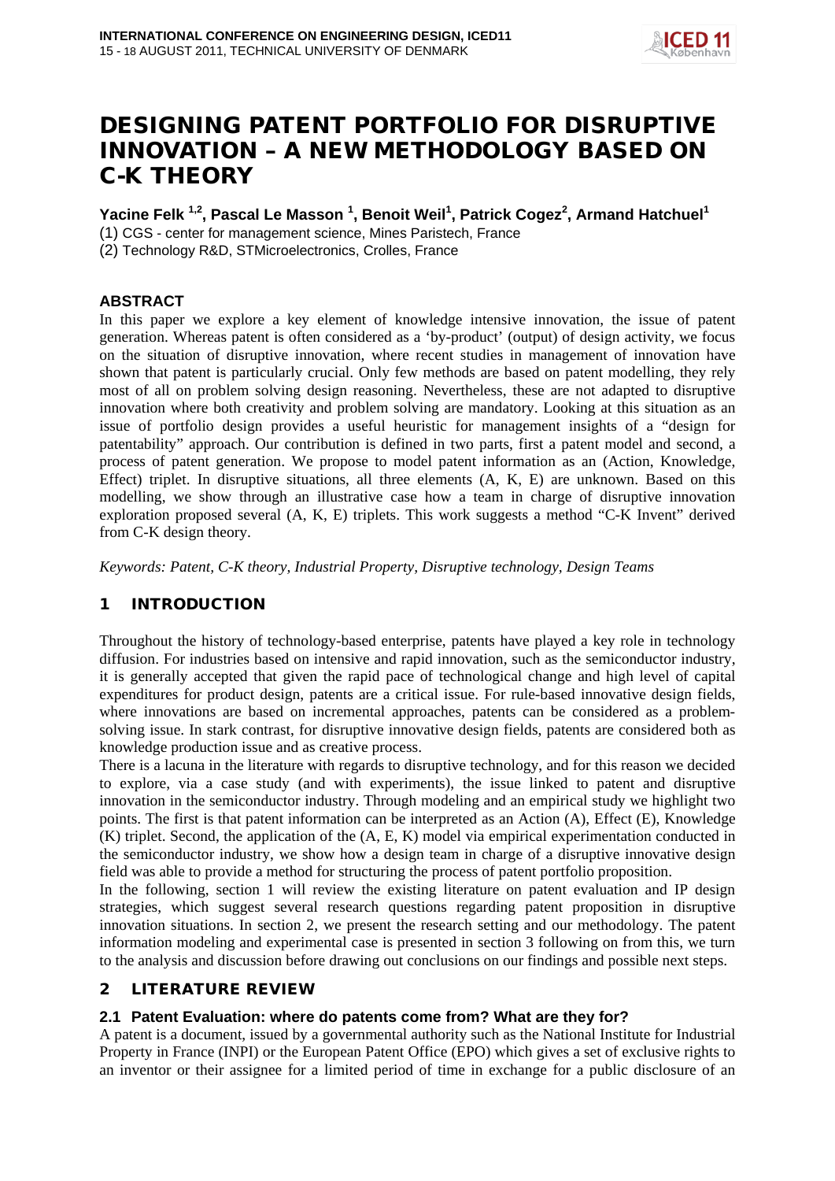# DESIGNING PATENT PORTFOLIO FOR DISRUPTIVE INNOVATION – A NEW METHODOLOGY BASED ON C-K THEORY

**Yacine Felk [1,2], Pascal Le Masson [1], Benoit Weil[1], Patrick Cogez[2], Armand Hatchuel[1]**

(1) CGS - center for management science, Mines Paristech, France

(2) Technology R&D, STMicroelectronics, Crolles, France

## ABSTRACT

In this paper we explore a key element of knowledge intensive innovation, the issue of patent generation. Whereas patent is often considered as a 'by-product' (output) of design activity, we focus on the situation of disruptive innovation, where recent studies in management of innovation have shown that patent is particularly crucial. Only few methods are based on patent modelling, they rely most of all on problem solving design reasoning. Nevertheless, these are not adapted to disruptive innovation where both creativity and problem solving are mandatory. Looking at this situation as an issue of portfolio design provides a useful heuristic for management insights of a "design for patentability" approach. Our contribution is defined in two parts, first a patent model and second, a process of patent generation. We propose to model patent information as an (Action, Knowledge, Effect) triplet. In disruptive situations, all three elements (A, K, E) are unknown. Based on this modelling, we show through an illustrative case how a team in charge of disruptive innovation exploration proposed several (A, K, E) triplets. This work suggests a method "C-K Invent" derived from C-K design theory.

*Keywords: Patent, C-K theory, Industrial Property, Disruptive technology, Design Teams*

## 1 INTRODUCTION

Throughout the history of technology-based enterprise, patents have played a key role in technology diffusion. For industries based on intensive and rapid innovation, such as the semiconductor industry, it is generally accepted that given the rapid pace of technological change and high level of capital expenditures for product design, patents are a critical issue. For rule-based innovative design fields, where innovations are based on incremental approaches, patents can be considered as a problem-solving issue. In stark contrast, for disruptive innovative design fields, patents are considered both as knowledge production issue and as creative process.

There is a lacuna in the literature with regards to disruptive technology, and for this reason we decided to explore, via a case study (and with experiments), the issue linked to patent and disruptive innovation in the semiconductor industry. Through modeling and an empirical study we highlight two points. The first is that patent information can be interpreted as an Action (A), Effect (E), Knowledge (K) triplet. Second, the application of the (A, E, K) model via empirical experimentation conducted in the semiconductor industry, we show how a design team in charge of a disruptive innovative design field was able to provide a method for structuring the process of patent portfolio proposition.

In the following, section 1 will review the existing literature on patent evaluation and IP design strategies, which suggest several research questions regarding patent proposition in disruptive innovation situations. In section 2, we present the research setting and our methodology. The patent information modeling and experimental case is presented in section 3 following on from this, we turn to the analysis and discussion before drawing out conclusions on our findings and possible next steps.

## 2 LITERATURE REVIEW

### 2.1 Patent Evaluation: where do patents come from? What are they for?

A patent is a document, issued by a governmental authority such as the National Institute for Industrial Property in France (INPI) or the European Patent Office (EPO) which gives a set of exclusive rights to an inventor or their assignee for a limited period of time in exchange for a public disclosure of an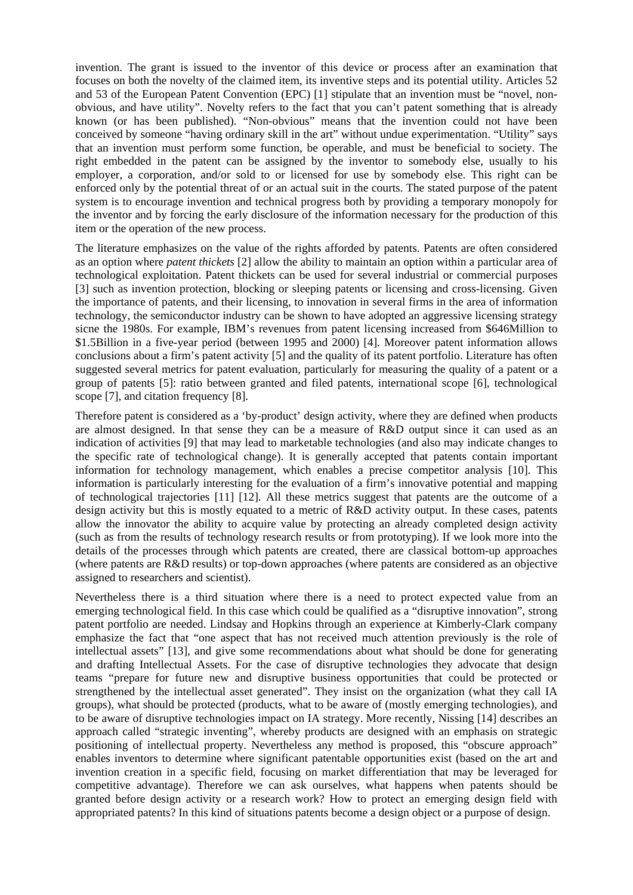invention. The grant is issued to the inventor of this device or process after an examination that focuses on both the novelty of the claimed item, its inventive steps and its potential utility. Articles 52 and 53 of the European Patent Convention (EPC) [1] stipulate that an invention must be "novel, non-obvious, and have utility". Novelty refers to the fact that you can't patent something that is already known (or has been published). "Non-obvious" means that the invention could not have been conceived by someone "having ordinary skill in the art" without undue experimentation. "Utility" says that an invention must perform some function, be operable, and must be beneficial to society. The right embedded in the patent can be assigned by the inventor to somebody else, usually to his employer, a corporation, and/or sold to or licensed for use by somebody else. This right can be enforced only by the potential threat of or an actual suit in the courts. The stated purpose of the patent system is to encourage invention and technical progress both by providing a temporary monopoly for the inventor and by forcing the early disclosure of the information necessary for the production of this item or the operation of the new process.

The literature emphasizes on the value of the rights afforded by patents. Patents are often considered as an option where *patent thickets* [2] allow the ability to maintain an option within a particular area of technological exploitation. Patent thickets can be used for several industrial or commercial purposes [3] such as invention protection, blocking or sleeping patents or licensing and cross-licensing. Given the importance of patents, and their licensing, to innovation in several firms in the area of information technology, the semiconductor industry can be shown to have adopted an aggressive licensing strategy sicne the 1980s. For example, IBM's revenues from patent licensing increased from $646Million to $1.5Billion in a five-year period (between 1995 and 2000) [4]. Moreover patent information allows conclusions about a firm's patent activity [5] and the quality of its patent portfolio. Literature has often suggested several metrics for patent evaluation, particularly for measuring the quality of a patent or a group of patents [5]: ratio between granted and filed patents, international scope [6], technological scope [7], and citation frequency [8].

Therefore patent is considered as a 'by-product' design activity, where they are defined when products are almost designed. In that sense they can be a measure of R&D output since it can used as an indication of activities [9] that may lead to marketable technologies (and also may indicate changes to the specific rate of technological change). It is generally accepted that patents contain important information for technology management, which enables a precise competitor analysis [10]. This information is particularly interesting for the evaluation of a firm's innovative potential and mapping of technological trajectories [11] [12]. All these metrics suggest that patents are the outcome of a design activity but this is mostly equated to a metric of R&D activity output. In these cases, patents allow the innovator the ability to acquire value by protecting an already completed design activity (such as from the results of technology research results or from prototyping). If we look more into the details of the processes through which patents are created, there are classical bottom-up approaches (where patents are R&D results) or top-down approaches (where patents are considered as an objective assigned to researchers and scientist).

Nevertheless there is a third situation where there is a need to protect expected value from an emerging technological field. In this case which could be qualified as a "disruptive innovation", strong patent portfolio are needed. Lindsay and Hopkins through an experience at Kimberly-Clark company emphasize the fact that "one aspect that has not received much attention previously is the role of intellectual assets" [13], and give some recommendations about what should be done for generating and drafting Intellectual Assets. For the case of disruptive technologies they advocate that design teams "prepare for future new and disruptive business opportunities that could be protected or strengthened by the intellectual asset generated". They insist on the organization (what they call IA groups), what should be protected (products, what to be aware of (mostly emerging technologies), and to be aware of disruptive technologies impact on IA strategy. More recently, Nissing [14] describes an approach called "strategic inventing", whereby products are designed with an emphasis on strategic positioning of intellectual property. Nevertheless any method is proposed, this "obscure approach" enables inventors to determine where significant patentable opportunities exist (based on the art and invention creation in a specific field, focusing on market differentiation that may be leveraged for competitive advantage). Therefore we can ask ourselves, what happens when patents should be granted before design activity or a research work? How to protect an emerging design field with appropriated patents? In this kind of situations patents become a design object or a purpose of design.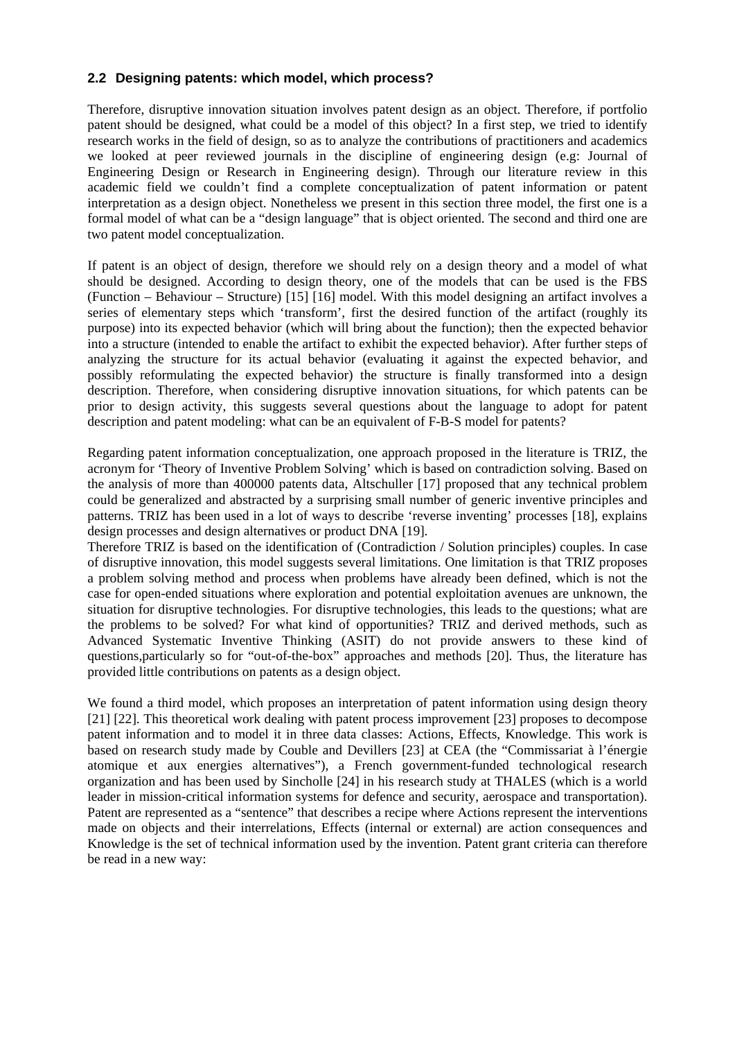### 2.2 Designing patents: which model, which process?

Therefore, disruptive innovation situation involves patent design as an object. Therefore, if portfolio patent should be designed, what could be a model of this object? In a first step, we tried to identify research works in the field of design, so as to analyze the contributions of practitioners and academics we looked at peer reviewed journals in the discipline of engineering design (e.g: Journal of Engineering Design or Research in Engineering design). Through our literature review in this academic field we couldn't find a complete conceptualization of patent information or patent interpretation as a design object. Nonetheless we present in this section three model, the first one is a formal model of what can be a "design language" that is object oriented. The second and third one are two patent model conceptualization.

If patent is an object of design, therefore we should rely on a design theory and a model of what should be designed. According to design theory, one of the models that can be used is the FBS (Function – Behaviour – Structure) [15] [16] model. With this model designing an artifact involves a series of elementary steps which 'transform', first the desired function of the artifact (roughly its purpose) into its expected behavior (which will bring about the function); then the expected behavior into a structure (intended to enable the artifact to exhibit the expected behavior). After further steps of analyzing the structure for its actual behavior (evaluating it against the expected behavior, and possibly reformulating the expected behavior) the structure is finally transformed into a design description. Therefore, when considering disruptive innovation situations, for which patents can be prior to design activity, this suggests several questions about the language to adopt for patent description and patent modeling: what can be an equivalent of F-B-S model for patents?

Regarding patent information conceptualization, one approach proposed in the literature is TRIZ, the acronym for 'Theory of Inventive Problem Solving' which is based on contradiction solving. Based on the analysis of more than 400000 patents data, Altschuller [17] proposed that any technical problem could be generalized and abstracted by a surprising small number of generic inventive principles and patterns. TRIZ has been used in a lot of ways to describe 'reverse inventing' processes [18], explains design processes and design alternatives or product DNA [19].
Therefore TRIZ is based on the identification of (Contradiction / Solution principles) couples. In case of disruptive innovation, this model suggests several limitations. One limitation is that TRIZ proposes a problem solving method and process when problems have already been defined, which is not the case for open-ended situations where exploration and potential exploitation avenues are unknown, the situation for disruptive technologies. For disruptive technologies, this leads to the questions; what are the problems to be solved? For what kind of opportunities? TRIZ and derived methods, such as Advanced Systematic Inventive Thinking (ASIT) do not provide answers to these kind of questions,particularly so for "out-of-the-box" approaches and methods [20]. Thus, the literature has provided little contributions on patents as a design object.

We found a third model, which proposes an interpretation of patent information using design theory [21] [22]. This theoretical work dealing with patent process improvement [23] proposes to decompose patent information and to model it in three data classes: Actions, Effects, Knowledge. This work is based on research study made by Couble and Devillers [23] at CEA (the "Commissariat à l'énergie atomique et aux energies alternatives"), a French government-funded technological research organization and has been used by Sincholle [24] in his research study at THALES (which is a world leader in mission-critical information systems for defence and security, aerospace and transportation). Patent are represented as a "sentence" that describes a recipe where Actions represent the interventions made on objects and their interrelations, Effects (internal or external) are action consequences and Knowledge is the set of technical information used by the invention. Patent grant criteria can therefore be read in a new way: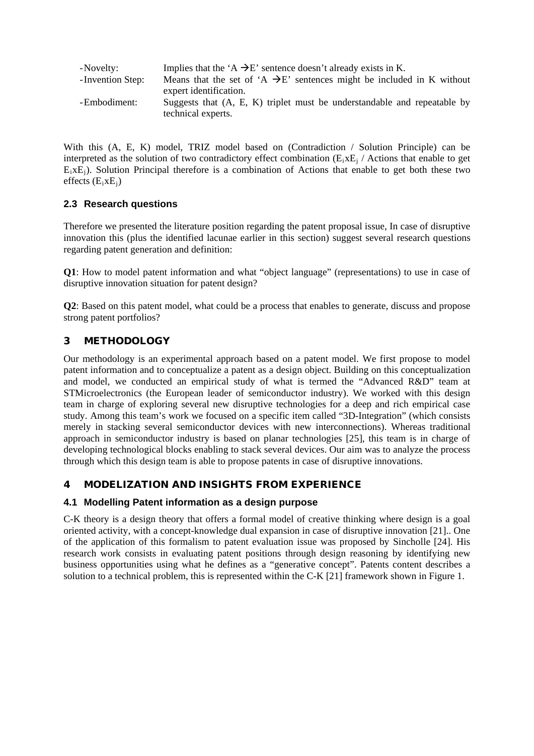- Novelty: Implies that the 'A → E' sentence doesn't already exists in K.
- Invention Step: Means that the set of 'A → E' sentences might be included in K without expert identification.
- Embodiment: Suggests that (A, E, K) triplet must be understandable and repeatable by technical experts.

With this (A, E, K) model, TRIZ model based on (Contradiction / Solution Principle) can be interpreted as the solution of two contradictory effect combination ($E_i x E_j$ / Actions that enable to get $E_i x E_j$). Solution Principal therefore is a combination of Actions that enable to get both these two effects ($E_i x E_j$)

### 2.3 Research questions

Therefore we presented the literature position regarding the patent proposal issue, In case of disruptive innovation this (plus the identified lacunae earlier in this section) suggest several research questions regarding patent generation and definition:

**Q1**: How to model patent information and what "object language" (representations) to use in case of disruptive innovation situation for patent design?

**Q2**: Based on this patent model, what could be a process that enables to generate, discuss and propose strong patent portfolios?

## 3 METHODOLOGY

Our methodology is an experimental approach based on a patent model. We first propose to model patent information and to conceptualize a patent as a design object. Building on this conceptualization and model, we conducted an empirical study of what is termed the "Advanced R&D" team at STMicroelectronics (the European leader of semiconductor industry). We worked with this design team in charge of exploring several new disruptive technologies for a deep and rich empirical case study. Among this team's work we focused on a specific item called "3D-Integration" (which consists merely in stacking several semiconductor devices with new interconnections). Whereas traditional approach in semiconductor industry is based on planar technologies [25], this team is in charge of developing technological blocks enabling to stack several devices. Our aim was to analyze the process through which this design team is able to propose patents in case of disruptive innovations.

## 4 MODELIZATION AND INSIGHTS FROM EXPERIENCE

### 4.1 Modelling Patent information as a design purpose

C-K theory is a design theory that offers a formal model of creative thinking where design is a goal oriented activity, with a concept-knowledge dual expansion in case of disruptive innovation [21].. One of the application of this formalism to patent evaluation issue was proposed by Sincholle [24]. His research work consists in evaluating patent positions through design reasoning by identifying new business opportunities using what he defines as a "generative concept". Patents content describes a solution to a technical problem, this is represented within the C-K [21] framework shown in Figure 1.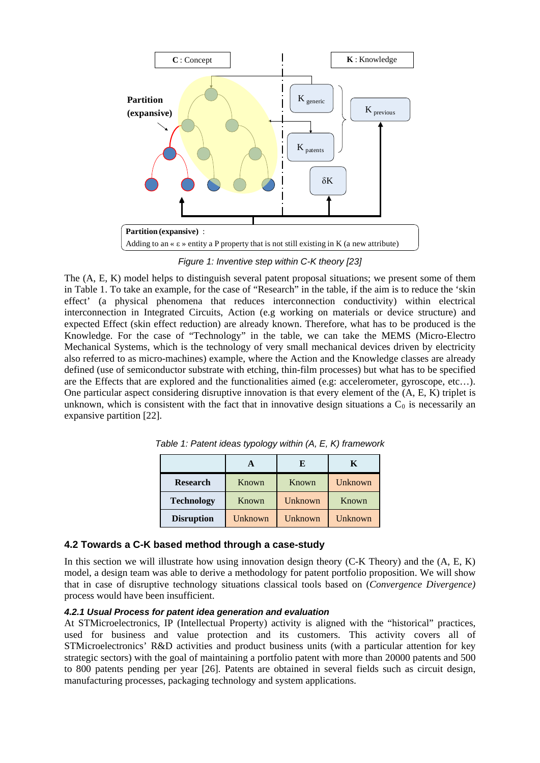C : Concept

K : Knowledge

Partition (expansive)

K generic

K previous

K patents

δK

**Partition (expansive)** : Adding to an « ε » entity a P property that is not still existing in K (a new attribute)

*Figure 1: Inventive step within C-K theory [23]*

The (A, E, K) model helps to distinguish several patent proposal situations; we present some of them in Table 1. To take an example, for the case of "Research" in the table, if the aim is to reduce the 'skin effect' (a physical phenomena that reduces interconnection conductivity) within electrical interconnection in Integrated Circuits, Action (e.g working on materials or device structure) and expected Effect (skin effect reduction) are already known. Therefore, what has to be produced is the Knowledge. For the case of "Technology" in the table, we can take the MEMS (Micro-Electro Mechanical Systems, which is the technology of very small mechanical devices driven by electricity also referred to as micro-machines) example, where the Action and the Knowledge classes are already defined (use of semiconductor substrate with etching, thin-film processes) but what has to be specified are the Effects that are explored and the functionalities aimed (e.g: accelerometer, gyroscope, etc…). One particular aspect considering disruptive innovation is that every element of the (A, E, K) triplet is unknown, which is consistent with the fact that in innovative design situations a $C_0$ is necessarily an expansive partition [22].

*Table 1: Patent ideas typology within (A, E, K) framework*

| | **A** | **E** | **K** |
|---|---|---|---|
| **Research** | Known | Known | Unknown |
| **Technology** | Known | Unknown | Known |
| **Disruption** | Unknown | Unknown | Unknown |

### 4.2 Towards a C-K based method through a case-study

In this section we will illustrate how using innovation design theory (C-K Theory) and the (A, E, K) model, a design team was able to derive a methodology for patent portfolio proposition. We will show that in case of disruptive technology situations classical tools based on (*Convergence Divergence)* process would have been insufficient.

#### *4.2.1 Usual Process for patent idea generation and evaluation*

At STMicroelectronics, IP (Intellectual Property) activity is aligned with the "historical" practices, used for business and value protection and its customers. This activity covers all of STMicroelectronics' R&D activities and product business units (with a particular attention for key strategic sectors) with the goal of maintaining a portfolio patent with more than 20000 patents and 500 to 800 patents pending per year [26]. Patents are obtained in several fields such as circuit design, manufacturing processes, packaging technology and system applications.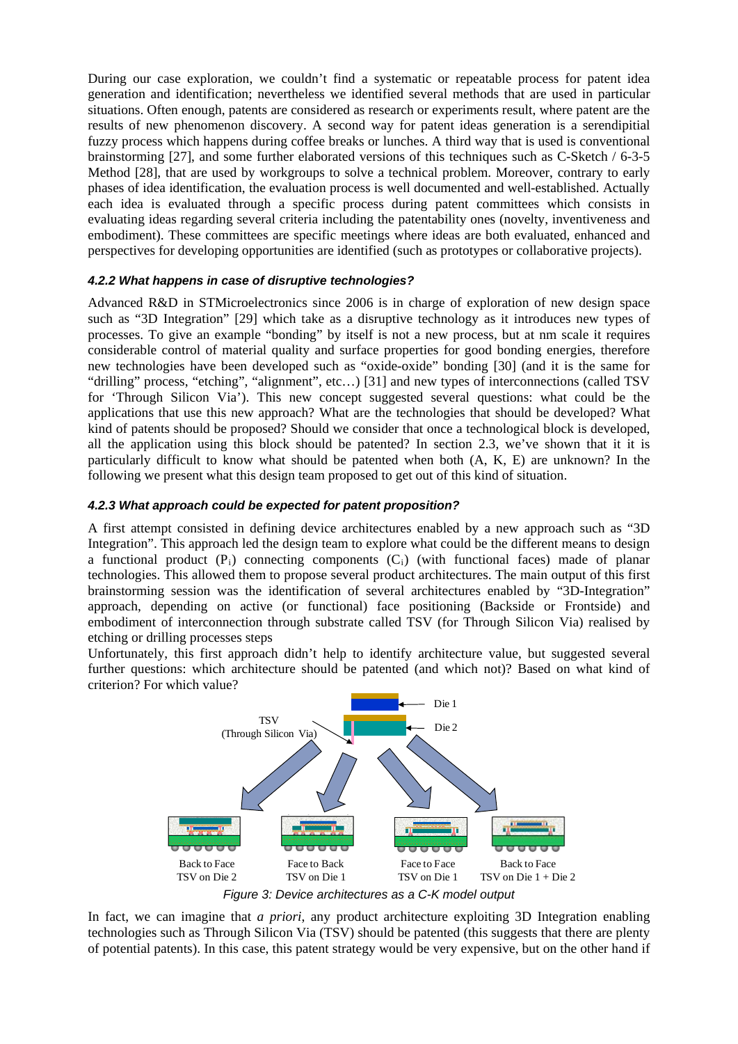During our case exploration, we couldn't find a systematic or repeatable process for patent idea generation and identification; nevertheless we identified several methods that are used in particular situations. Often enough, patents are considered as research or experiments result, where patent are the results of new phenomenon discovery. A second way for patent ideas generation is a serendipitial fuzzy process which happens during coffee breaks or lunches. A third way that is used is conventional brainstorming [27], and some further elaborated versions of this techniques such as C-Sketch / 6-3-5 Method [28], that are used by workgroups to solve a technical problem. Moreover, contrary to early phases of idea identification, the evaluation process is well documented and well-established. Actually each idea is evaluated through a specific process during patent committees which consists in evaluating ideas regarding several criteria including the patentability ones (novelty, inventiveness and embodiment). These committees are specific meetings where ideas are both evaluated, enhanced and perspectives for developing opportunities are identified (such as prototypes or collaborative projects).

#### *4.2.2 What happens in case of disruptive technologies?*

Advanced R&D in STMicroelectronics since 2006 is in charge of exploration of new design space such as "3D Integration" [29] which take as a disruptive technology as it introduces new types of processes. To give an example "bonding" by itself is not a new process, but at nm scale it requires considerable control of material quality and surface properties for good bonding energies, therefore new technologies have been developed such as "oxide-oxide" bonding [30] (and it is the same for "drilling" process, "etching", "alignment", etc…) [31] and new types of interconnections (called TSV for 'Through Silicon Via'). This new concept suggested several questions: what could be the applications that use this new approach? What are the technologies that should be developed? What kind of patents should be proposed? Should we consider that once a technological block is developed, all the application using this block should be patented? In section 2.3, we've shown that it it is particularly difficult to know what should be patented when both (A, K, E) are unknown? In the following we present what this design team proposed to get out of this kind of situation.

#### *4.2.3 What approach could be expected for patent proposition?*

A first attempt consisted in defining device architectures enabled by a new approach such as "3D Integration". This approach led the design team to explore what could be the different means to design a functional product ($P_i$) connecting components ($C_i$) (with functional faces) made of planar technologies. This allowed them to propose several product architectures. The main output of this first brainstorming session was the identification of several architectures enabled by "3D-Integration" approach, depending on active (or functional) face positioning (Backside or Frontside) and embodiment of interconnection through substrate called TSV (for Through Silicon Via) realised by etching or drilling processes steps

Unfortunately, this first approach didn't help to identify architecture value, but suggested several further questions: which architecture should be patented (and which not)? Based on what kind of criterion? For which value?

*Figure 3: Device architectures as a C-K model output*

In fact, we can imagine that *a priori*, any product architecture exploiting 3D Integration enabling technologies such as Through Silicon Via (TSV) should be patented (this suggests that there are plenty of potential patents). In this case, this patent strategy would be very expensive, but on the other hand if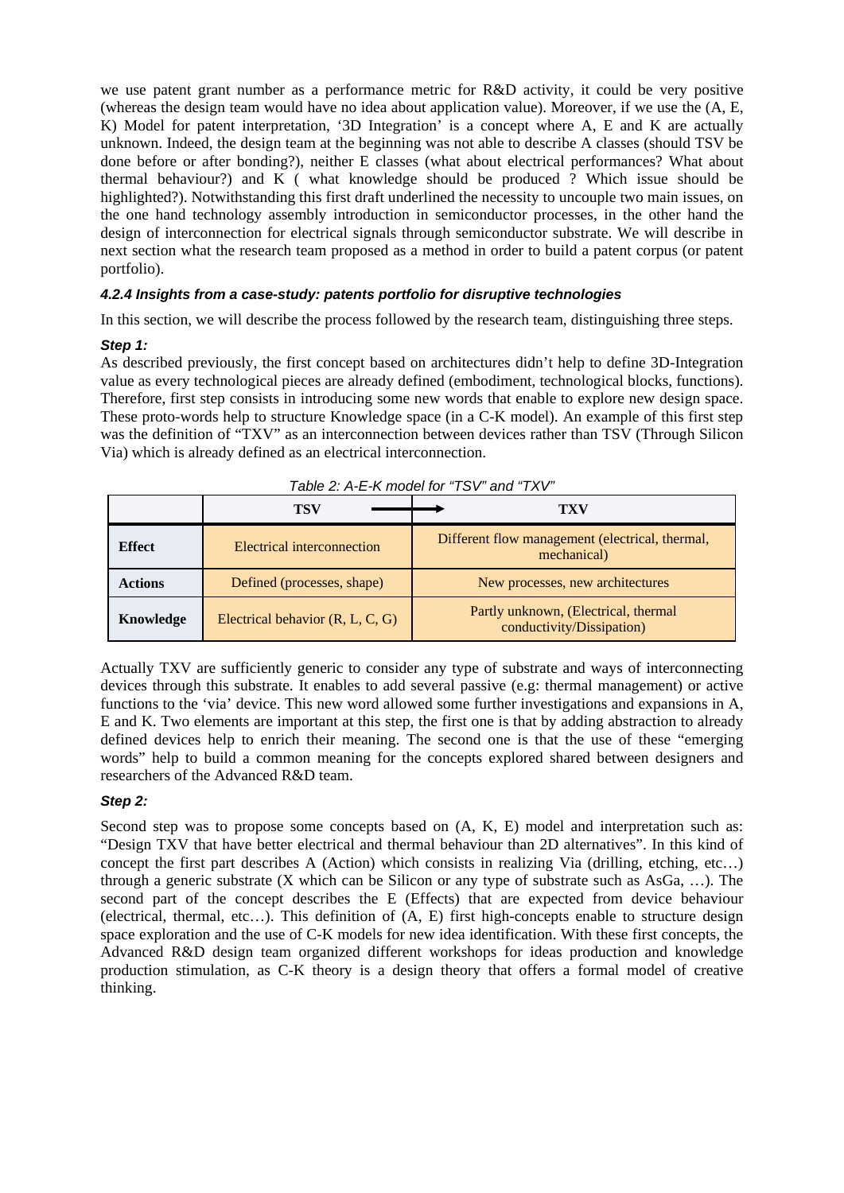we use patent grant number as a performance metric for R&D activity, it could be very positive (whereas the design team would have no idea about application value). Moreover, if we use the (A, E, K) Model for patent interpretation, '3D Integration' is a concept where A, E and K are actually unknown. Indeed, the design team at the beginning was not able to describe A classes (should TSV be done before or after bonding?), neither E classes (what about electrical performances? What about thermal behaviour?) and K ( what knowledge should be produced ? Which issue should be highlighted?). Notwithstanding this first draft underlined the necessity to uncouple two main issues, on the one hand technology assembly introduction in semiconductor processes, in the other hand the design of interconnection for electrical signals through semiconductor substrate. We will describe in next section what the research team proposed as a method in order to build a patent corpus (or patent portfolio).

#### 4.2.4 Insights from a case-study: patents portfolio for disruptive technologies

In this section, we will describe the process followed by the research team, distinguishing three steps.

**Step 1:**

As described previously, the first concept based on architectures didn't help to define 3D-Integration value as every technological pieces are already defined (embodiment, technological blocks, functions). Therefore, first step consists in introducing some new words that enable to explore new design space. These proto-words help to structure Knowledge space (in a C-K model). An example of this first step was the definition of "TXV" as an interconnection between devices rather than TSV (Through Silicon Via) which is already defined as an electrical interconnection.

*Table 2: A-E-K model for "TSV" and "TXV"*

| | TSV → | TXV |
|---|---|---|
| **Effect** | Electrical interconnection | Different flow management (electrical, thermal, mechanical) |
| **Actions** | Defined (processes, shape) | New processes, new architectures |
| **Knowledge** | Electrical behavior (R, L, C, G) | Partly unknown, (Electrical, thermal conductivity/Dissipation) |

Actually TXV are sufficiently generic to consider any type of substrate and ways of interconnecting devices through this substrate. It enables to add several passive (e.g: thermal management) or active functions to the 'via' device. This new word allowed some further investigations and expansions in A, E and K. Two elements are important at this step, the first one is that by adding abstraction to already defined devices help to enrich their meaning. The second one is that the use of these "emerging words" help to build a common meaning for the concepts explored shared between designers and researchers of the Advanced R&D team.

**Step 2:**

Second step was to propose some concepts based on (A, K, E) model and interpretation such as: "Design TXV that have better electrical and thermal behaviour than 2D alternatives". In this kind of concept the first part describes A (Action) which consists in realizing Via (drilling, etching, etc…) through a generic substrate (X which can be Silicon or any type of substrate such as AsGa, …). The second part of the concept describes the E (Effects) that are expected from device behaviour (electrical, thermal, etc…). This definition of (A, E) first high-concepts enable to structure design space exploration and the use of C-K models for new idea identification. With these first concepts, the Advanced R&D design team organized different workshops for ideas production and knowledge production stimulation, as C-K theory is a design theory that offers a formal model of creative thinking.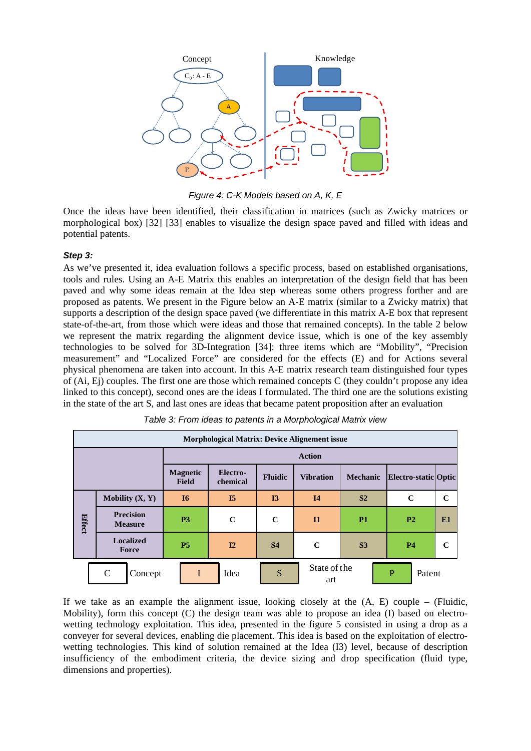Figure 4: C-K Models based on A, K, E

Once the ideas have been identified, their classification in matrices (such as Zwicky matrices or morphological box) [32] [33] enables to visualize the design space paved and filled with ideas and potential patents.

### *Step 3:*

As we've presented it, idea evaluation follows a specific process, based on established organisations, tools and rules. Using an A-E Matrix this enables an interpretation of the design field that has been paved and why some ideas remain at the Idea step whereas some others progress forther and are proposed as patents. We present in the Figure below an A-E matrix (similar to a Zwicky matrix) that supports a description of the design space paved (we differentiate in this matrix A-E box that represent state-of-the-art, from those which were ideas and those that remained concepts). In the table 2 below we represent the matrix regarding the alignment device issue, which is one of the key assembly technologies to be solved for 3D-Integration [34]: three items which are "Mobility", "Precision measurement" and "Localized Force" are considered for the effects (E) and for Actions several physical phenomena are taken into account. In this A-E matrix research team distinguished four types of (Ai, Ej) couples. The first one are those which remained concepts C (they couldn't propose any idea linked to this concept), second ones are the ideas I formulated. The third one are the solutions existing in the state of the art S, and last ones are ideas that became patent proposition after an evaluation

Table 3: From ideas to patents in a Morphological Matrix view

| **Morphological Matrix: Device Alignement issue** | | | | | | | | |
|---|---|---|---|---|---|---|---|---|
| | | **Action** | | | | | | |
| | | **Magnetic Field** | **Electro-chemical** | **Fluidic** | **Vibration** | **Mechanic** | **Electro-static** | **Optic** |
| **Effect** | **Mobility (X, Y)** | **I6** | **I5** | **I3** | **I4** | **S2** | **C** | **C** |
| | **Precision Measure** | **P3** | **C** | **C** | **I1** | **P1** | **P2** | **E1** |
| | **Localized Force** | **P5** | **I2** | **S4** | **C** | **S3** | **P4** | **C** |

Legend: C = Concept; I = Idea; S = State of the art; P = Patent

If we take as an example the alignment issue, looking closely at the (A, E) couple – (Fluidic, Mobility), form this concept (C) the design team was able to propose an idea (I) based on electro-wetting technology exploitation. This idea, presented in the figure 5 consisted in using a drop as a conveyer for several devices, enabling die placement. This idea is based on the exploitation of electro-wetting technologies. This kind of solution remained at the Idea (I3) level, because of description insufficiency of the embodiment criteria, the device sizing and drop specification (fluid type, dimensions and properties).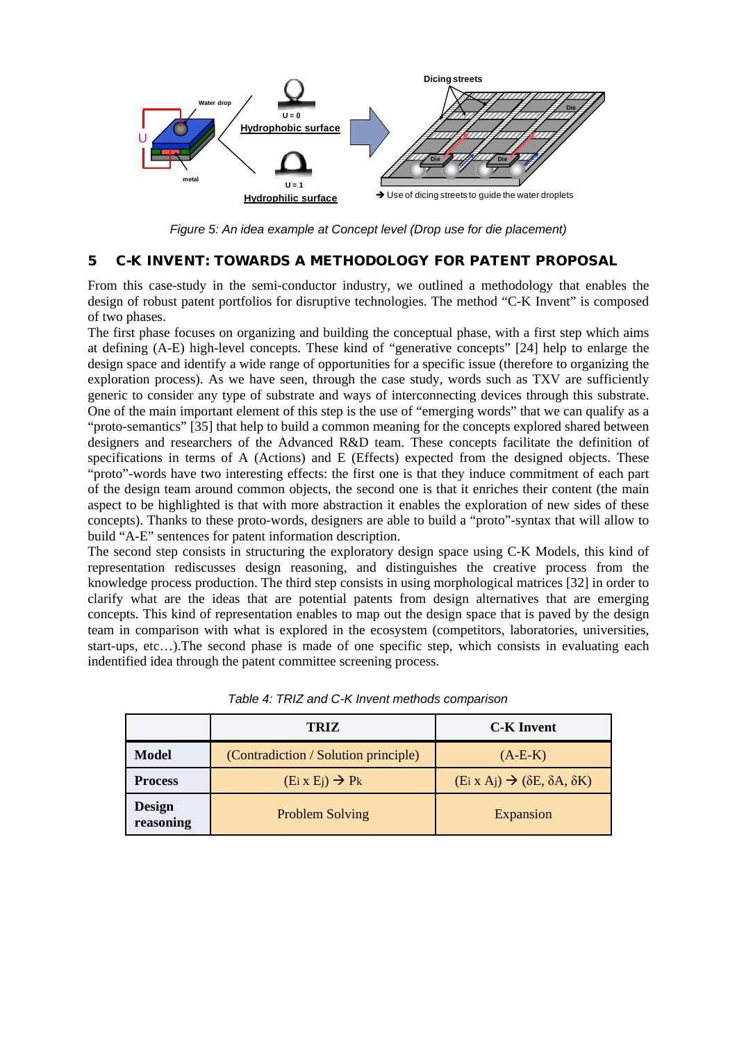*Figure 5: An idea example at Concept level (Drop use for die placement)*

## 5 C-K INVENT: TOWARDS A METHODOLOGY FOR PATENT PROPOSAL

From this case-study in the semi-conductor industry, we outlined a methodology that enables the design of robust patent portfolios for disruptive technologies. The method "C-K Invent" is composed of two phases.

The first phase focuses on organizing and building the conceptual phase, with a first step which aims at defining (A-E) high-level concepts. These kind of "generative concepts" [24] help to enlarge the design space and identify a wide range of opportunities for a specific issue (therefore to organizing the exploration process). As we have seen, through the case study, words such as TXV are sufficiently generic to consider any type of substrate and ways of interconnecting devices through this substrate. One of the main important element of this step is the use of "emerging words" that we can qualify as a "proto-semantics" [35] that help to build a common meaning for the concepts explored shared between designers and researchers of the Advanced R&D team. These concepts facilitate the definition of specifications in terms of A (Actions) and E (Effects) expected from the designed objects. These "proto"-words have two interesting effects: the first one is that they induce commitment of each part of the design team around common objects, the second one is that it enriches their content (the main aspect to be highlighted is that with more abstraction it enables the exploration of new sides of these concepts). Thanks to these proto-words, designers are able to build a "proto"-syntax that will allow to build "A-E" sentences for patent information description.

The second step consists in structuring the exploratory design space using C-K Models, this kind of representation rediscusses design reasoning, and distinguishes the creative process from the knowledge process production. The third step consists in using morphological matrices [32] in order to clarify what are the ideas that are potential patents from design alternatives that are emerging concepts. This kind of representation enables to map out the design space that is paved by the design team in comparison with what is explored in the ecosystem (competitors, laboratories, universities, start-ups, etc…).The second phase is made of one specific step, which consists in evaluating each indentified idea through the patent committee screening process.

*Table 4: TRIZ and C-K Invent methods comparison*

| | **TRIZ** | **C-K Invent** |
|---|---|---|
| **Model** | (Contradiction / Solution principle) | (A-E-K) |
| **Process** | $(E_i \times E_j) \rightarrow P_k$ | $(E_i \times A_j) \rightarrow (\delta E, \delta A, \delta K)$ |
| **Design reasoning** | Problem Solving | Expansion |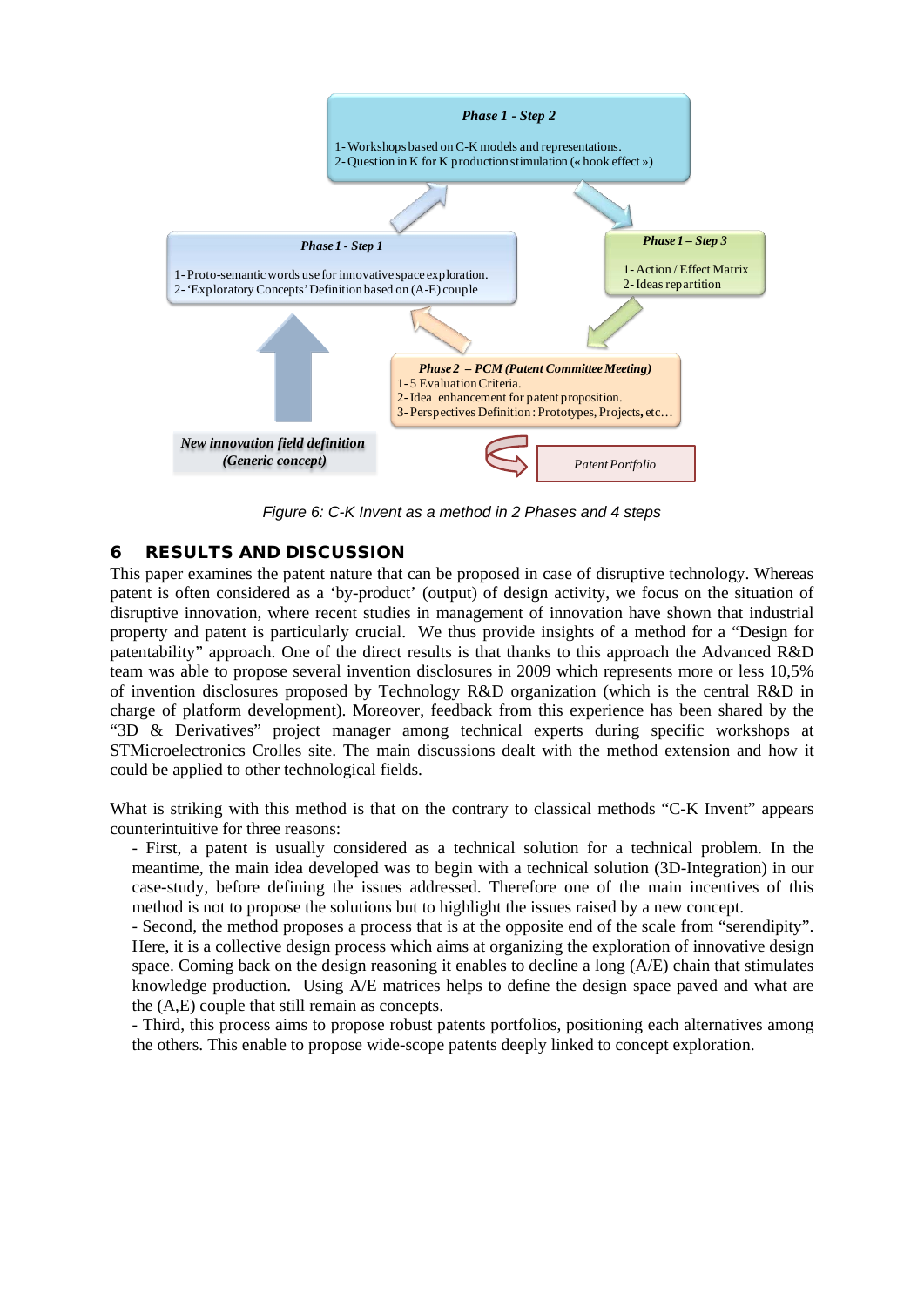Phase 1 - Step 2

1- Workshops based on C-K models and representations.
2- Question in K for K production stimulation (« hook effect »)

Phase 1 - Step 1

1- Proto-semantic words use for innovative space exploration.
2- 'Exploratory Concepts' Definition based on (A-E) couple

Phase 1 – Step 3

1- Action / Effect Matrix
2- Ideas repartition

Phase 2 – PCM (Patent Committee Meeting)

1- 5 Evaluation Criteria.
2- Idea enhancement for patent proposition.
3- Perspectives Definition : Prototypes, Projects, etc…

New innovation field definition (Generic concept)

Patent Portfolio

*Figure 6: C-K Invent as a method in 2 Phases and 4 steps*

## 6 RESULTS AND DISCUSSION

This paper examines the patent nature that can be proposed in case of disruptive technology. Whereas patent is often considered as a 'by-product' (output) of design activity, we focus on the situation of disruptive innovation, where recent studies in management of innovation have shown that industrial property and patent is particularly crucial. We thus provide insights of a method for a "Design for patentability" approach. One of the direct results is that thanks to this approach the Advanced R&D team was able to propose several invention disclosures in 2009 which represents more or less 10,5% of invention disclosures proposed by Technology R&D organization (which is the central R&D in charge of platform development). Moreover, feedback from this experience has been shared by the "3D & Derivatives" project manager among technical experts during specific workshops at STMicroelectronics Crolles site. The main discussions dealt with the method extension and how it could be applied to other technological fields.

What is striking with this method is that on the contrary to classical methods "C-K Invent" appears counterintuitive for three reasons:

- First, a patent is usually considered as a technical solution for a technical problem. In the meantime, the main idea developed was to begin with a technical solution (3D-Integration) in our case-study, before defining the issues addressed. Therefore one of the main incentives of this method is not to propose the solutions but to highlight the issues raised by a new concept.
- Second, the method proposes a process that is at the opposite end of the scale from "serendipity". Here, it is a collective design process which aims at organizing the exploration of innovative design space. Coming back on the design reasoning it enables to decline a long (A/E) chain that stimulates knowledge production. Using A/E matrices helps to define the design space paved and what are the (A,E) couple that still remain as concepts.
- Third, this process aims to propose robust patents portfolios, positioning each alternatives among the others. This enable to propose wide-scope patents deeply linked to concept exploration.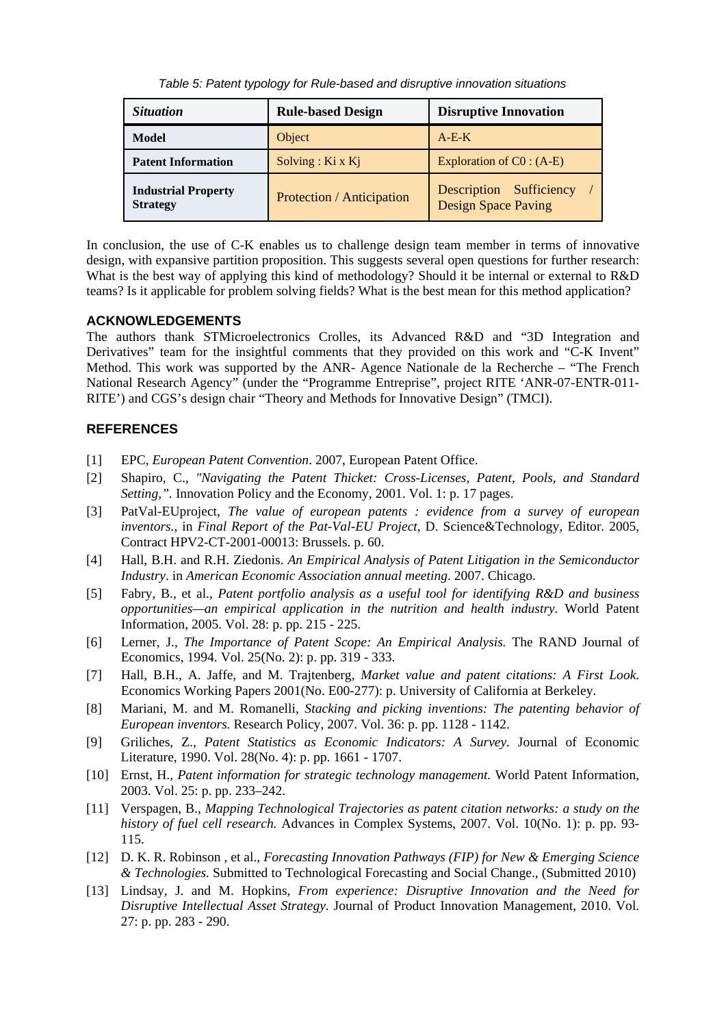*Table 5: Patent typology for Rule-based and disruptive innovation situations*

| ***Situation*** | **Rule-based Design** | **Disruptive Innovation** |
|---|---|---|
| **Model** | Object | A-E-K |
| **Patent Information** | Solving : Ki x Kj | Exploration of C0 : (A-E) |
| **Industrial Property Strategy** | Protection / Anticipation | Description Sufficiency / Design Space Paving |

In conclusion, the use of C-K enables us to challenge design team member in terms of innovative design, with expansive partition proposition. This suggests several open questions for further research: What is the best way of applying this kind of methodology? Should it be internal or external to R&D teams? Is it applicable for problem solving fields? What is the best mean for this method application?

## ACKNOWLEDGEMENTS

The authors thank STMicroelectronics Crolles, its Advanced R&D and "3D Integration and Derivatives" team for the insightful comments that they provided on this work and "C-K Invent" Method. This work was supported by the ANR- Agence Nationale de la Recherche – "The French National Research Agency" (under the "Programme Entreprise", project RITE 'ANR-07-ENTR-011-RITE') and CGS's design chair "Theory and Methods for Innovative Design" (TMCI).

## REFERENCES

[1] EPC, *European Patent Convention*. 2007, European Patent Office.

[2] Shapiro, C., *"Navigating the Patent Thicket: Cross-Licenses, Patent, Pools, and Standard Setting,"*. Innovation Policy and the Economy, 2001. Vol. 1: p. 17 pages.

[3] PatVal-EUproject, *The value of european patents : evidence from a survey of european inventors.*, in *Final Report of the Pat-Val-EU Project*, D. Science&Technology, Editor. 2005, Contract HPV2-CT-2001-00013: Brussels. p. 60.

[4] Hall, B.H. and R.H. Ziedonis. *An Empirical Analysis of Patent Litigation in the Semiconductor Industry*. in *American Economic Association annual meeting*. 2007. Chicago.

[5] Fabry, B., et al., *Patent portfolio analysis as a useful tool for identifying R&D and business opportunities—an empirical application in the nutrition and health industry.* World Patent Information, 2005. Vol. 28: p. pp. 215 - 225.

[6] Lerner, J., *The Importance of Patent Scope: An Empirical Analysis.* The RAND Journal of Economics, 1994. Vol. 25(No. 2): p. pp. 319 - 333.

[7] Hall, B.H., A. Jaffe, and M. Trajtenberg, *Market value and patent citations: A First Look.* Economics Working Papers 2001(No. E00-277): p. University of California at Berkeley.

[8] Mariani, M. and M. Romanelli, *Stacking and picking inventions: The patenting behavior of European inventors.* Research Policy, 2007. Vol. 36: p. pp. 1128 - 1142.

[9] Griliches, Z., *Patent Statistics as Economic Indicators: A Survey.* Journal of Economic Literature, 1990. Vol. 28(No. 4): p. pp. 1661 - 1707.

[10] Ernst, H., *Patent information for strategic technology management.* World Patent Information, 2003. Vol. 25: p. pp. 233–242.

[11] Verspagen, B., *Mapping Technological Trajectories as patent citation networks: a study on the history of fuel cell research.* Advances in Complex Systems, 2007. Vol. 10(No. 1): p. pp. 93-115.

[12] D. K. R. Robinson , et al., *Forecasting Innovation Pathways (FIP) for New & Emerging Science & Technologies.* Submitted to Technological Forecasting and Social Change., (Submitted 2010)

[13] Lindsay, J. and M. Hopkins, *From experience: Disruptive Innovation and the Need for Disruptive Intellectual Asset Strategy.* Journal of Product Innovation Management, 2010. Vol. 27: p. pp. 283 - 290.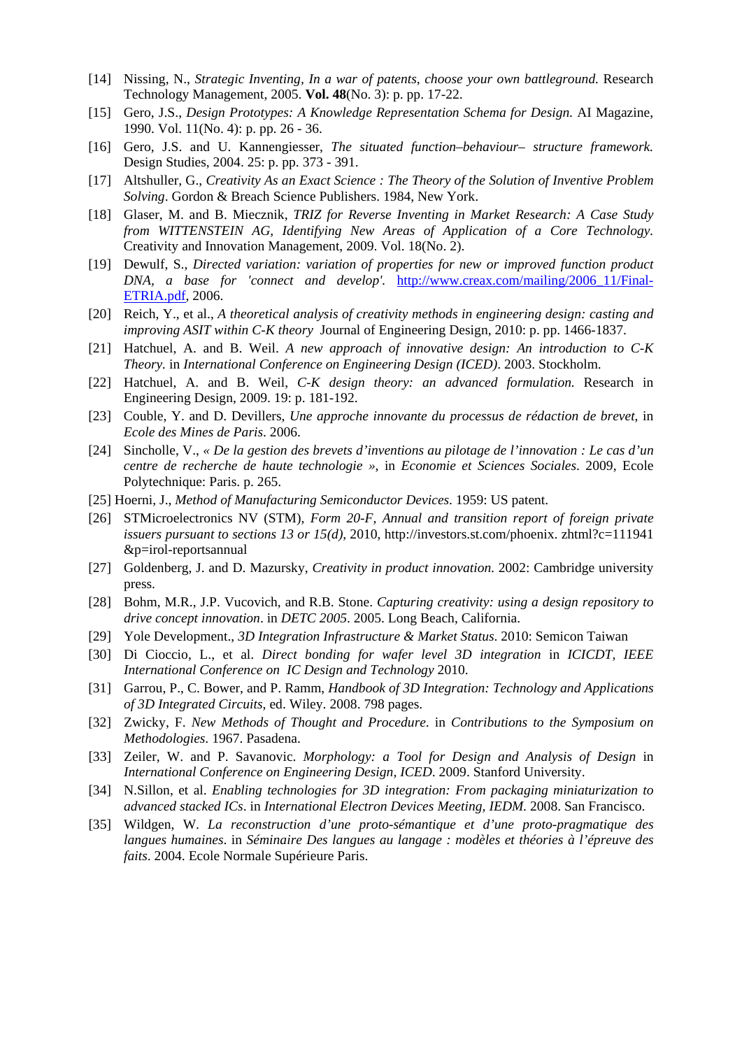[14] Nissing, N., *Strategic Inventing, In a war of patents, choose your own battleground.* Research Technology Management, 2005. **Vol. 48**(No. 3): p. pp. 17-22.

[15] Gero, J.S., *Design Prototypes: A Knowledge Representation Schema for Design.* AI Magazine, 1990. Vol. 11(No. 4): p. pp. 26 - 36.

[16] Gero, J.S. and U. Kannengiesser, *The situated function–behaviour– structure framework.* Design Studies, 2004. 25: p. pp. 373 - 391.

[17] Altshuller, G., *Creativity As an Exact Science : The Theory of the Solution of Inventive Problem Solving*. Gordon & Breach Science Publishers. 1984, New York.

[18] Glaser, M. and B. Miecznik, *TRIZ for Reverse Inventing in Market Research: A Case Study from WITTENSTEIN AG, Identifying New Areas of Application of a Core Technology.* Creativity and Innovation Management, 2009. Vol. 18(No. 2).

[19] Dewulf, S., *Directed variation: variation of properties for new or improved function product DNA, a base for 'connect and develop'.* http://www.creax.com/mailing/2006_11/Final-ETRIA.pdf, 2006.

[20] Reich, Y., et al., *A theoretical analysis of creativity methods in engineering design: casting and improving ASIT within C-K theory* Journal of Engineering Design, 2010: p. pp. 1466-1837.

[21] Hatchuel, A. and B. Weil. *A new approach of innovative design: An introduction to C-K Theory.* in *International Conference on Engineering Design (ICED)*. 2003. Stockholm.

[22] Hatchuel, A. and B. Weil, *C-K design theory: an advanced formulation.* Research in Engineering Design, 2009. 19: p. 181-192.

[23] Couble, Y. and D. Devillers, *Une approche innovante du processus de rédaction de brevet*, in *Ecole des Mines de Paris*. 2006.

[24] Sincholle, V., *« De la gestion des brevets d'inventions au pilotage de l'innovation : Le cas d'un centre de recherche de haute technologie »*, in *Economie et Sciences Sociales*. 2009, Ecole Polytechnique: Paris. p. 265.

[25] Hoerni, J., *Method of Manufacturing Semiconductor Devices*. 1959: US patent.

[26] STMicroelectronics NV (STM), *Form 20-F, Annual and transition report of foreign private issuers pursuant to sections 13 or 15(d)*, 2010, http://investors.st.com/phoenix. zhtml?c=111941 &p=irol-reportsannual

[27] Goldenberg, J. and D. Mazursky, *Creativity in product innovation.* 2002: Cambridge university press.

[28] Bohm, M.R., J.P. Vucovich, and R.B. Stone. *Capturing creativity: using a design repository to drive concept innovation*. in *DETC 2005*. 2005. Long Beach, California.

[29] Yole Development., *3D Integration Infrastructure & Market Status*. 2010: Semicon Taiwan

[30] Di Cioccio, L., et al. *Direct bonding for wafer level 3D integration* in *ICICDT, IEEE International Conference on IC Design and Technology* 2010.

[31] Garrou, P., C. Bower, and P. Ramm, *Handbook of 3D Integration: Technology and Applications of 3D Integrated Circuits*, ed. Wiley. 2008. 798 pages.

[32] Zwicky, F. *New Methods of Thought and Procedure*. in *Contributions to the Symposium on Methodologies*. 1967. Pasadena.

[33] Zeiler, W. and P. Savanovic. *Morphology: a Tool for Design and Analysis of Design* in *International Conference on Engineering Design, ICED*. 2009. Stanford University.

[34] N.Sillon, et al. *Enabling technologies for 3D integration: From packaging miniaturization to advanced stacked ICs*. in *International Electron Devices Meeting, IEDM*. 2008. San Francisco.

[35] Wildgen, W. *La reconstruction d'une proto-sémantique et d'une proto-pragmatique des langues humaines*. in *Séminaire Des langues au langage : modèles et théories à l'épreuve des faits*. 2004. Ecole Normale Supérieure Paris.